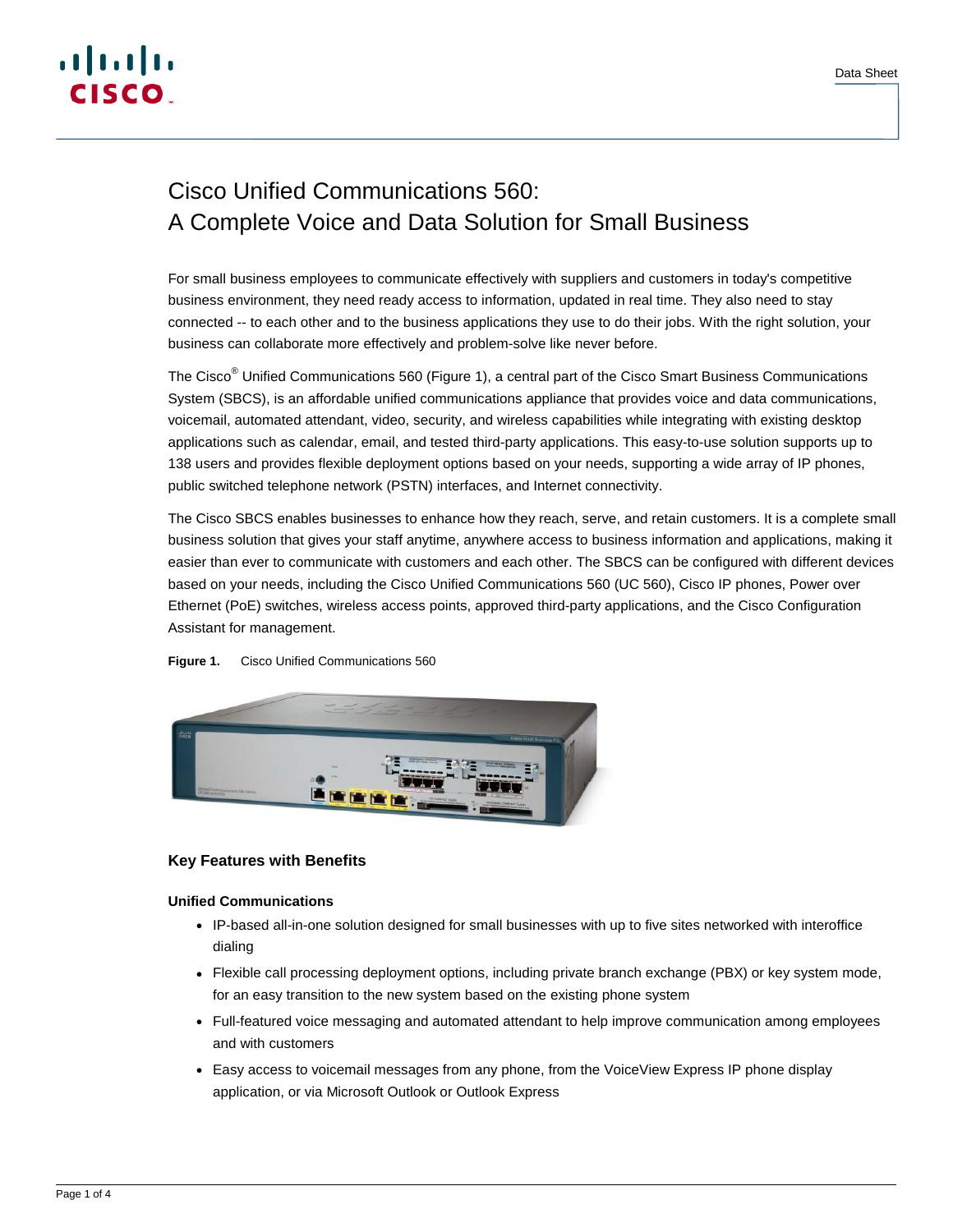Data Sheet

# Cisco Unified Communications 560: A Complete Voice and Data Solution for Small Business

For small business employees to communicate effectively with suppliers and customers in today's competitive business environment, they need ready access to information, updated in real time. They also need to stay connected -- to each other and to the business applications they use to do their jobs. With the right solution, your business can collaborate more effectively and problem-solve like never before.

The Cisco® Unified Communications 560 (Figure 1), a central part of the Cisco Smart Business Communications System (SBCS), is an affordable unified communications appliance that provides voice and data communications, voicemail, automated attendant, video, security, and wireless capabilities while integrating with existing desktop applications such as calendar, email, and tested third-party applications. This easy-to-use solution supports up to 138 users and provides flexible deployment options based on your needs, supporting a wide array of IP phones, public switched telephone network (PSTN) interfaces, and Internet connectivity.

The Cisco SBCS enables businesses to enhance how they reach, serve, and retain customers. It is a complete small business solution that gives your staff anytime, anywhere access to business information and applications, making it easier than ever to communicate with customers and each other. The SBCS can be configured with different devices based on your needs, including the Cisco Unified Communications 560 (UC 560), Cisco IP phones, Power over Ethernet (PoE) switches, wireless access points, approved third-party applications, and the Cisco Configuration Assistant for management.

**Figure 1.** Cisco Unified Communications 560

## Key Features with Benefits

### Unified Communications

- IP-based all-in-one solution designed for small businesses with up to five sites networked with interoffice dialing
- Flexible call processing deployment options, including private branch exchange (PBX) or key system mode, for an easy transition to the new system based on the existing phone system
- Full-featured voice messaging and automated attendant to help improve communication among employees and with customers
- Easy access to voicemail messages from any phone, from the VoiceView Express IP phone display application, or via Microsoft Outlook or Outlook Express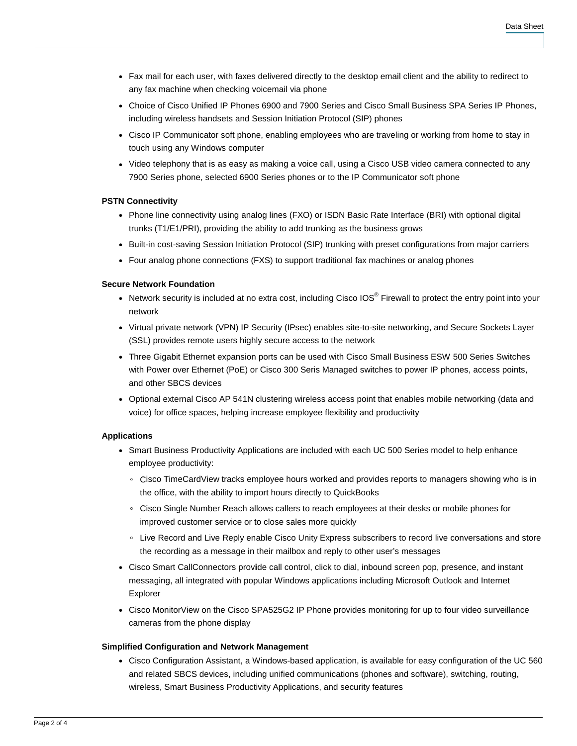- Fax mail for each user, with faxes delivered directly to the desktop email client and the ability to redirect to any fax machine when checking voicemail via phone
- Choice of Cisco Unified IP Phones 6900 and 7900 Series and Cisco Small Business SPA Series IP Phones, including wireless handsets and Session Initiation Protocol (SIP) phones
- Cisco IP Communicator soft phone, enabling employees who are traveling or working from home to stay in touch using any Windows computer
- Video telephony that is as easy as making a voice call, using a Cisco USB video camera connected to any 7900 Series phone, selected 6900 Series phones or to the IP Communicator soft phone

**PSTN Connectivity**

- Phone line connectivity using analog lines (FXO) or ISDN Basic Rate Interface (BRI) with optional digital trunks (T1/E1/PRI), providing the ability to add trunking as the business grows
- Built-in cost-saving Session Initiation Protocol (SIP) trunking with preset configurations from major carriers
- Four analog phone connections (FXS) to support traditional fax machines or analog phones

**Secure Network Foundation**

- Network security is included at no extra cost, including Cisco IOS® Firewall to protect the entry point into your network
- Virtual private network (VPN) IP Security (IPsec) enables site-to-site networking, and Secure Sockets Layer (SSL) provides remote users highly secure access to the network
- Three Gigabit Ethernet expansion ports can be used with Cisco Small Business ESW 500 Series Switches with Power over Ethernet (PoE) or Cisco 300 Seris Managed switches to power IP phones, access points, and other SBCS devices
- Optional external Cisco AP 541N clustering wireless access point that enables mobile networking (data and voice) for office spaces, helping increase employee flexibility and productivity

**Applications**

- Smart Business Productivity Applications are included with each UC 500 Series model to help enhance employee productivity:
  - Cisco TimeCardView tracks employee hours worked and provides reports to managers showing who is in the office, with the ability to import hours directly to QuickBooks
  - Cisco Single Number Reach allows callers to reach employees at their desks or mobile phones for improved customer service or to close sales more quickly
  - Live Record and Live Reply enable Cisco Unity Express subscribers to record live conversations and store the recording as a message in their mailbox and reply to other user's messages
- Cisco Smart CallConnectors provide call control, click to dial, inbound screen pop, presence, and instant messaging, all integrated with popular Windows applications including Microsoft Outlook and Internet Explorer
- Cisco MonitorView on the Cisco SPA525G2 IP Phone provides monitoring for up to four video surveillance cameras from the phone display

**Simplified Configuration and Network Management**

- Cisco Configuration Assistant, a Windows-based application, is available for easy configuration of the UC 560 and related SBCS devices, including unified communications (phones and software), switching, routing, wireless, Smart Business Productivity Applications, and security features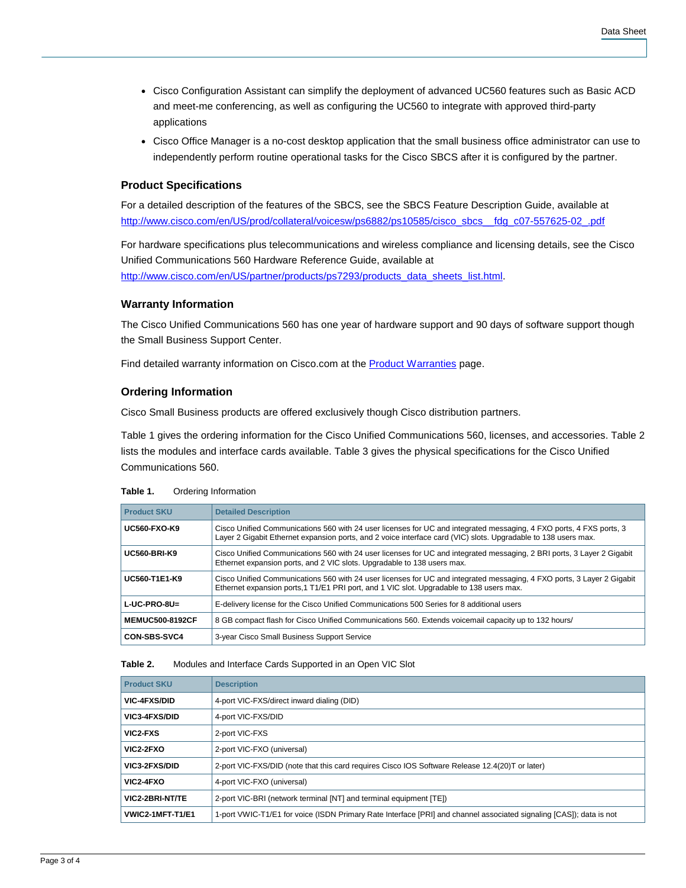- Cisco Configuration Assistant can simplify the deployment of advanced UC560 features such as Basic ACD and meet-me conferencing, as well as configuring the UC560 to integrate with approved third-party applications
- Cisco Office Manager is a no-cost desktop application that the small business office administrator can use to independently perform routine operational tasks for the Cisco SBCS after it is configured by the partner.

### Product Specifications

For a detailed description of the features of the SBCS, see the SBCS Feature Description Guide, available at http://www.cisco.com/en/US/prod/collateral/voicesw/ps6882/ps10585/cisco_sbcs__fdg_c07-557625-02_.pdf

For hardware specifications plus telecommunications and wireless compliance and licensing details, see the Cisco Unified Communications 560 Hardware Reference Guide, available at http://www.cisco.com/en/US/partner/products/ps7293/products_data_sheets_list.html.

### Warranty Information

The Cisco Unified Communications 560 has one year of hardware support and 90 days of software support though the Small Business Support Center.

Find detailed warranty information on Cisco.com at the Product Warranties page.

### Ordering Information

Cisco Small Business products are offered exclusively though Cisco distribution partners.

Table 1 gives the ordering information for the Cisco Unified Communications 560, licenses, and accessories. Table 2 lists the modules and interface cards available. Table 3 gives the physical specifications for the Cisco Unified Communications 560.

**Table 1.** Ordering Information

| Product SKU | Detailed Description |
|---|---|
| **UC560-FXO-K9** | Cisco Unified Communications 560 with 24 user licenses for UC and integrated messaging, 4 FXO ports, 4 FXS ports, 3 Layer 2 Gigabit Ethernet expansion ports, and 2 voice interface card (VIC) slots. Upgradable to 138 users max. |
| **UC560-BRI-K9** | Cisco Unified Communications 560 with 24 user licenses for UC and integrated messaging, 2 BRI ports, 3 Layer 2 Gigabit Ethernet expansion ports, and 2 VIC slots. Upgradable to 138 users max. |
| **UC560-T1E1-K9** | Cisco Unified Communications 560 with 24 user licenses for UC and integrated messaging, 4 FXO ports, 3 Layer 2 Gigabit Ethernet expansion ports,1 T1/E1 PRI port, and 1 VIC slot. Upgradable to 138 users max. |
| **L-UC-PRO-8U=** | E-delivery license for the Cisco Unified Communications 500 Series for 8 additional users |
| **MEMUC500-8192CF** | 8 GB compact flash for Cisco Unified Communications 560. Extends voicemail capacity up to 132 hours/ |
| **CON-SBS-SVC4** | 3-year Cisco Small Business Support Service |

**Table 2.** Modules and Interface Cards Supported in an Open VIC Slot

| Product SKU | Description |
|---|---|
| **VIC-4FXS/DID** | 4-port VIC-FXS/direct inward dialing (DID) |
| **VIC3-4FXS/DID** | 4-port VIC-FXS/DID |
| **VIC2-FXS** | 2-port VIC-FXS |
| **VIC2-2FXO** | 2-port VIC-FXO (universal) |
| **VIC3-2FXS/DID** | 2-port VIC-FXS/DID (note that this card requires Cisco IOS Software Release 12.4(20)T or later) |
| **VIC2-4FXO** | 4-port VIC-FXO (universal) |
| **VIC2-2BRI-NT/TE** | 2-port VIC-BRI (network terminal [NT] and terminal equipment [TE]) |
| **VWIC2-1MFT-T1/E1** | 1-port VWIC-T1/E1 for voice (ISDN Primary Rate Interface [PRI] and channel associated signaling [CAS]); data is not |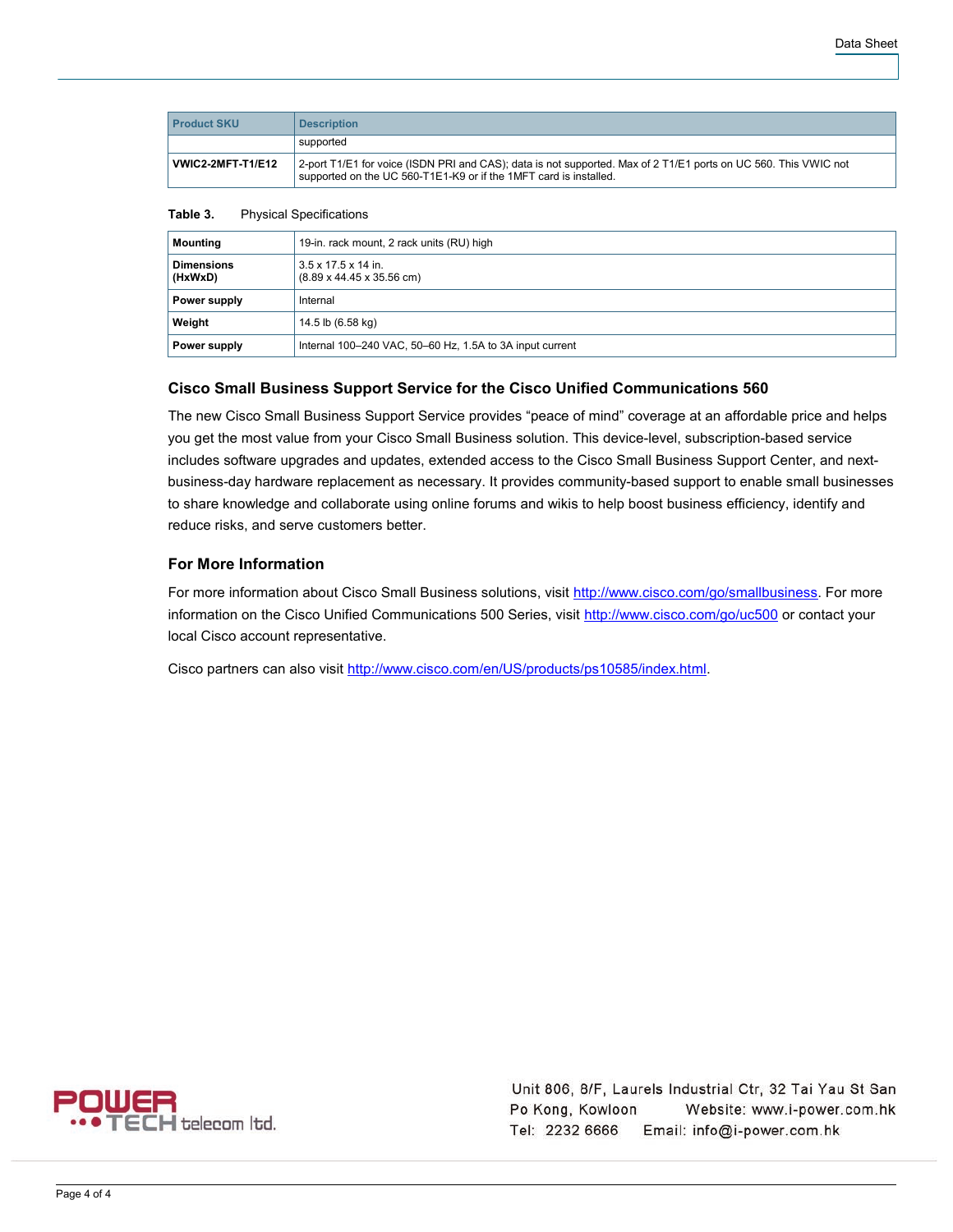| Product SKU | Description |
|---|---|
| | supported |
| VWIC2-2MFT-T1/E12 | 2-port T1/E1 for voice (ISDN PRI and CAS); data is not supported. Max of 2 T1/E1 ports on UC 560. This VWIC not supported on the UC 560-T1E1-K9 or if the 1MFT card is installed. |

**Table 3.** Physical Specifications

| | |
|---|---|
| **Mounting** | 19-in. rack mount, 2 rack units (RU) high |
| **Dimensions (HxWxD)** | 3.5 x 17.5 x 14 in.<br>(8.89 x 44.45 x 35.56 cm) |
| **Power supply** | Internal |
| **Weight** | 14.5 lb (6.58 kg) |
| **Power supply** | Internal 100–240 VAC, 50–60 Hz, 1.5A to 3A input current |

### Cisco Small Business Support Service for the Cisco Unified Communications 560

The new Cisco Small Business Support Service provides “peace of mind” coverage at an affordable price and helps you get the most value from your Cisco Small Business solution. This device-level, subscription-based service includes software upgrades and updates, extended access to the Cisco Small Business Support Center, and next-business-day hardware replacement as necessary. It provides community-based support to enable small businesses to share knowledge and collaborate using online forums and wikis to help boost business efficiency, identify and reduce risks, and serve customers better.

### For More Information

For more information about Cisco Small Business solutions, visit http://www.cisco.com/go/smallbusiness. For more information on the Cisco Unified Communications 500 Series, visit http://www.cisco.com/go/uc500 or contact your local Cisco account representative.

Cisco partners can also visit http://www.cisco.com/en/US/products/ps10585/index.html.

POWER TECH telecom ltd.

Unit 806, 8/F, Laurels Industrial Ctr, 32 Tai Yau St San Po Kong, Kowloon Website: www.i-power.com.hk
Tel: 2232 6666 Email: info@i-power.com.hk